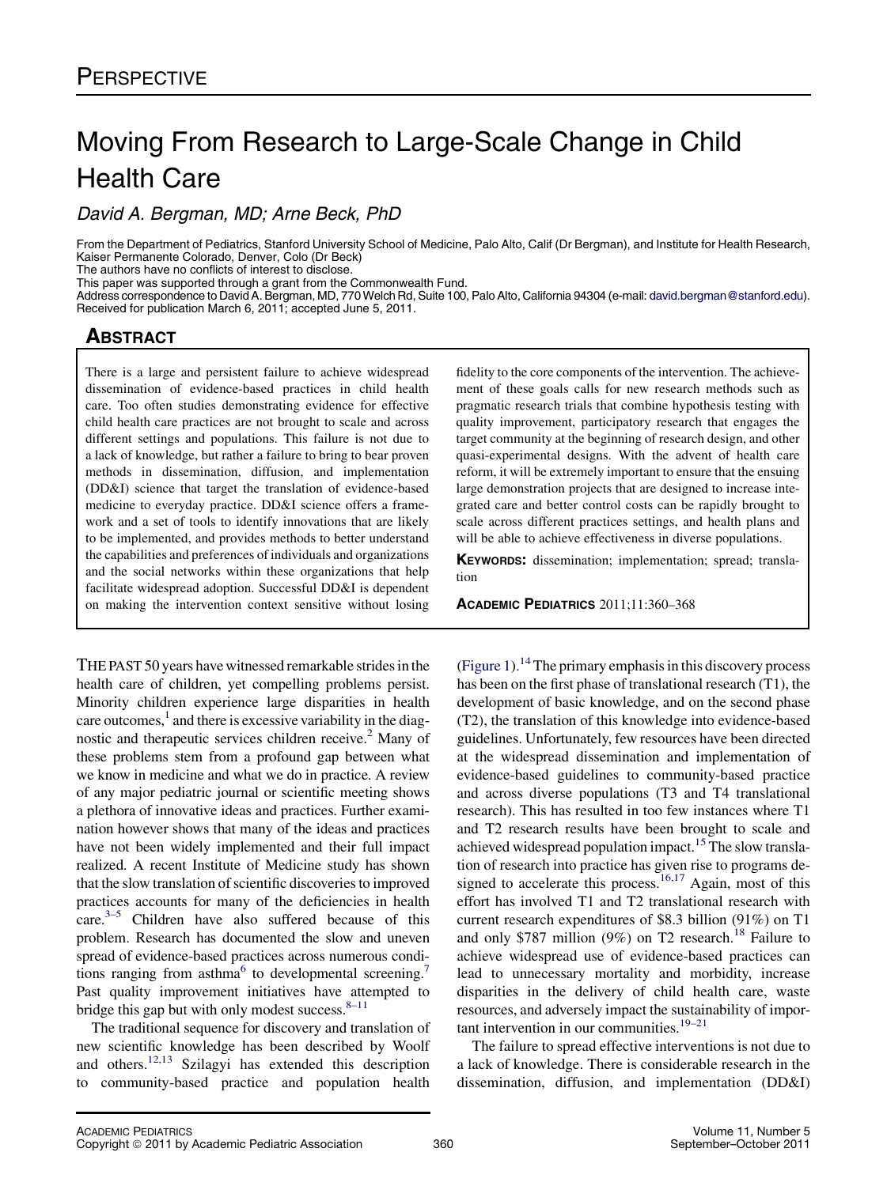PERSPECTIVE

# Moving From Research to Large-Scale Change in Child Health Care

*David A. Bergman, MD; Arne Beck, PhD*

From the Department of Pediatrics, Stanford University School of Medicine, Palo Alto, Calif (Dr Bergman), and Institute for Health Research, Kaiser Permanente Colorado, Denver, Colo (Dr Beck)

The authors have no conflicts of interest to disclose.

This paper was supported through a grant from the Commonwealth Fund.

Address correspondence to David A. Bergman, MD, 770 Welch Rd, Suite 100, Palo Alto, California 94304 (e-mail: david.bergman@stanford.edu).

Received for publication March 6, 2011; accepted June 5, 2011.

## ABSTRACT

There is a large and persistent failure to achieve widespread dissemination of evidence-based practices in child health care. Too often studies demonstrating evidence for effective child health care practices are not brought to scale and across different settings and populations. This failure is not due to a lack of knowledge, but rather a failure to bring to bear proven methods in dissemination, diffusion, and implementation (DD&I) science that target the translation of evidence-based medicine to everyday practice. DD&I science offers a framework and a set of tools to identify innovations that are likely to be implemented, and provides methods to better understand the capabilities and preferences of individuals and organizations and the social networks within these organizations that help facilitate widespread adoption. Successful DD&I is dependent on making the intervention context sensitive without losing fidelity to the core components of the intervention. The achievement of these goals calls for new research methods such as pragmatic research trials that combine hypothesis testing with quality improvement, participatory research that engages the target community at the beginning of research design, and other quasi-experimental designs. With the advent of health care reform, it will be extremely important to ensure that the ensuing large demonstration projects that are designed to increase integrated care and better control costs can be rapidly brought to scale across different practices settings, and health plans and will be able to achieve effectiveness in diverse populations.

**KEYWORDS:** dissemination; implementation; spread; translation

**ACADEMIC PEDIATRICS** 2011;11:360–368

THE PAST 50 years have witnessed remarkable strides in the health care of children, yet compelling problems persist. Minority children experience large disparities in health care outcomes,[1] and there is excessive variability in the diagnostic and therapeutic services children receive.[2] Many of these problems stem from a profound gap between what we know in medicine and what we do in practice. A review of any major pediatric journal or scientific meeting shows a plethora of innovative ideas and practices. Further examination however shows that many of the ideas and practices have not been widely implemented and their full impact realized. A recent Institute of Medicine study has shown that the slow translation of scientific discoveries to improved practices accounts for many of the deficiencies in health care.[3–5] Children have also suffered because of this problem. Research has documented the slow and uneven spread of evidence-based practices across numerous conditions ranging from asthma[6] to developmental screening.[7] Past quality improvement initiatives have attempted to bridge this gap but with only modest success.[8–11]

The traditional sequence for discovery and translation of new scientific knowledge has been described by Woolf and others.[12,13] Szilagyi has extended this description to community-based practice and population health (Figure 1).[14] The primary emphasis in this discovery process has been on the first phase of translational research (T1), the development of basic knowledge, and on the second phase (T2), the translation of this knowledge into evidence-based guidelines. Unfortunately, few resources have been directed at the widespread dissemination and implementation of evidence-based guidelines to community-based practice and across diverse populations (T3 and T4 translational research). This has resulted in too few instances where T1 and T2 research results have been brought to scale and achieved widespread population impact.[15] The slow translation of research into practice has given rise to programs designed to accelerate this process.[16,17] Again, most of this effort has involved T1 and T2 translational research with current research expenditures of \$8.3 billion (91%) on T1 and only \$787 million (9%) on T2 research.[18] Failure to achieve widespread use of evidence-based practices can lead to unnecessary mortality and morbidity, increase disparities in the delivery of child health care, waste resources, and adversely impact the sustainability of important intervention in our communities.[19–21]

The failure to spread effective interventions is not due to a lack of knowledge. There is considerable research in the dissemination, diffusion, and implementation (DD&I)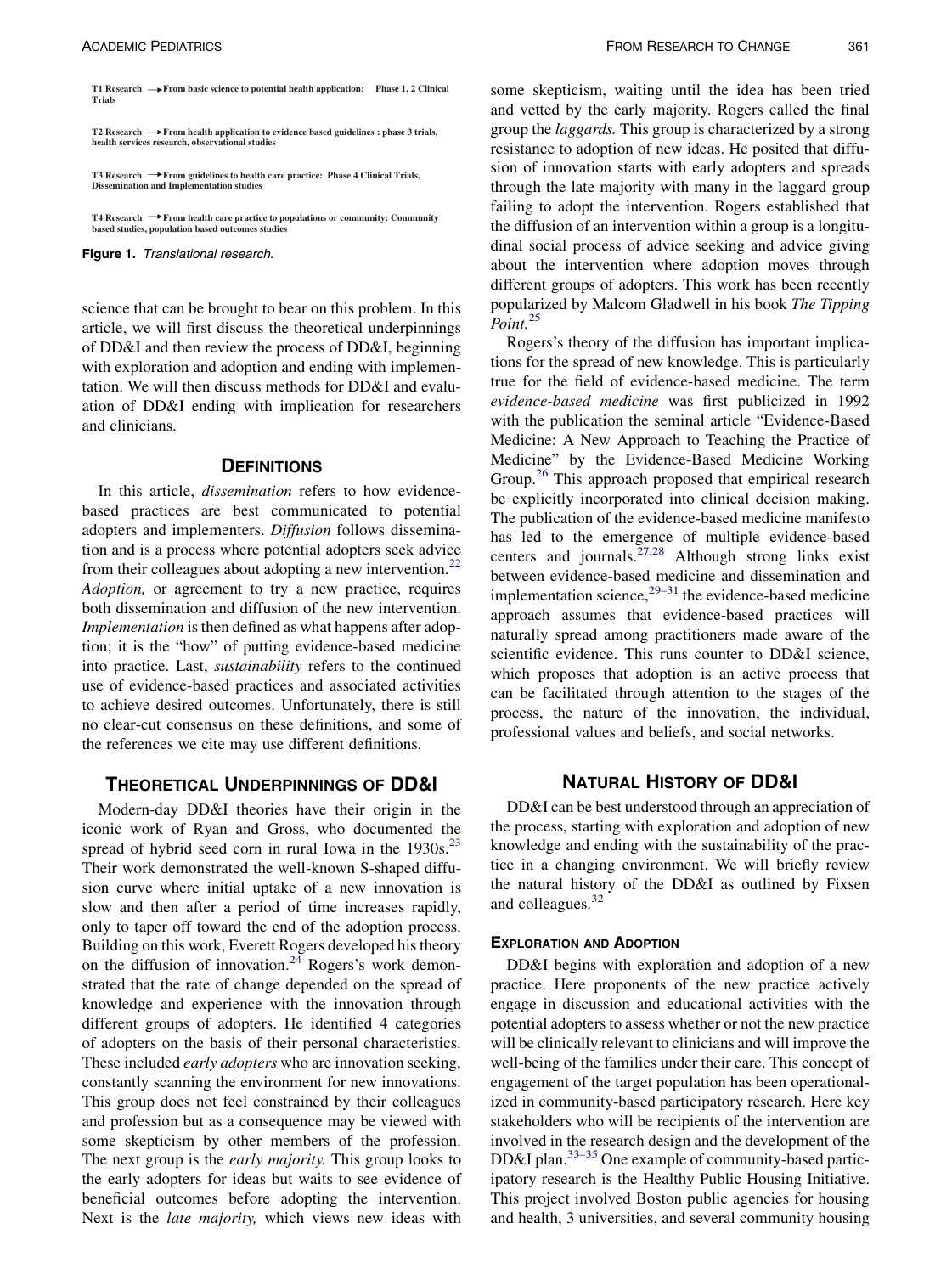T1 Research → From basic science to potential health application: Phase 1, 2 Clinical Trials

T2 Research → From health application to evidence based guidelines : phase 3 trials, health services research, observational studies

T3 Research → From guidelines to health care practice: Phase 4 Clinical Trials, Dissemination and Implementation studies

T4 Research → From health care practice to populations or community: Community based studies, population based outcomes studies

**Figure 1.** *Translational research.*

science that can be brought to bear on this problem. In this article, we will first discuss the theoretical underpinnings of DD&I and then review the process of DD&I, beginning with exploration and adoption and ending with implementation. We will then discuss methods for DD&I and evaluation of DD&I ending with implication for researchers and clinicians.

## Definitions

In this article, *dissemination* refers to how evidence-based practices are best communicated to potential adopters and implementers. *Diffusion* follows dissemination and is a process where potential adopters seek advice from their colleagues about adopting a new intervention.[22] *Adoption,* or agreement to try a new practice, requires both dissemination and diffusion of the new intervention. *Implementation* is then defined as what happens after adoption; it is the "how" of putting evidence-based medicine into practice. Last, *sustainability* refers to the continued use of evidence-based practices and associated activities to achieve desired outcomes. Unfortunately, there is still no clear-cut consensus on these definitions, and some of the references we cite may use different definitions.

## Theoretical Underpinnings of DD&I

Modern-day DD&I theories have their origin in the iconic work of Ryan and Gross, who documented the spread of hybrid seed corn in rural Iowa in the 1930s.[23] Their work demonstrated the well-known S-shaped diffusion curve where initial uptake of a new innovation is slow and then after a period of time increases rapidly, only to taper off toward the end of the adoption process. Building on this work, Everett Rogers developed his theory on the diffusion of innovation.[24] Rogers's work demonstrated that the rate of change depended on the spread of knowledge and experience with the innovation through different groups of adopters. He identified 4 categories of adopters on the basis of their personal characteristics. These included *early adopters* who are innovation seeking, constantly scanning the environment for new innovations. This group does not feel constrained by their colleagues and profession but as a consequence may be viewed with some skepticism by other members of the profession. The next group is the *early majority.* This group looks to the early adopters for ideas but waits to see evidence of beneficial outcomes before adopting the intervention. Next is the *late majority,* which views new ideas with some skepticism, waiting until the idea has been tried and vetted by the early majority. Rogers called the final group the *laggards.* This group is characterized by a strong resistance to adoption of new ideas. He posited that diffusion of innovation starts with early adopters and spreads through the late majority with many in the laggard group failing to adopt the intervention. Rogers established that the diffusion of an intervention within a group is a longitudinal social process of advice seeking and advice giving about the intervention where adoption moves through different groups of adopters. This work has been recently popularized by Malcom Gladwell in his book *The Tipping Point.*[25]

Rogers's theory of the diffusion has important implications for the spread of new knowledge. This is particularly true for the field of evidence-based medicine. The term *evidence-based medicine* was first publicized in 1992 with the publication the seminal article "Evidence-Based Medicine: A New Approach to Teaching the Practice of Medicine" by the Evidence-Based Medicine Working Group.[26] This approach proposed that empirical research be explicitly incorporated into clinical decision making. The publication of the evidence-based medicine manifesto has led to the emergence of multiple evidence-based centers and journals.[27,28] Although strong links exist between evidence-based medicine and dissemination and implementation science,[29–31] the evidence-based medicine approach assumes that evidence-based practices will naturally spread among practitioners made aware of the scientific evidence. This runs counter to DD&I science, which proposes that adoption is an active process that can be facilitated through attention to the stages of the process, the nature of the innovation, the individual, professional values and beliefs, and social networks.

## Natural History of DD&I

DD&I can be best understood through an appreciation of the process, starting with exploration and adoption of new knowledge and ending with the sustainability of the practice in a changing environment. We will briefly review the natural history of the DD&I as outlined by Fixsen and colleagues.[32]

### Exploration and Adoption

DD&I begins with exploration and adoption of a new practice. Here proponents of the new practice actively engage in discussion and educational activities with the potential adopters to assess whether or not the new practice will be clinically relevant to clinicians and will improve the well-being of the families under their care. This concept of engagement of the target population has been operationalized in community-based participatory research. Here key stakeholders who will be recipients of the intervention are involved in the research design and the development of the DD&I plan.[33–35] One example of community-based participatory research is the Healthy Public Housing Initiative. This project involved Boston public agencies for housing and health, 3 universities, and several community housing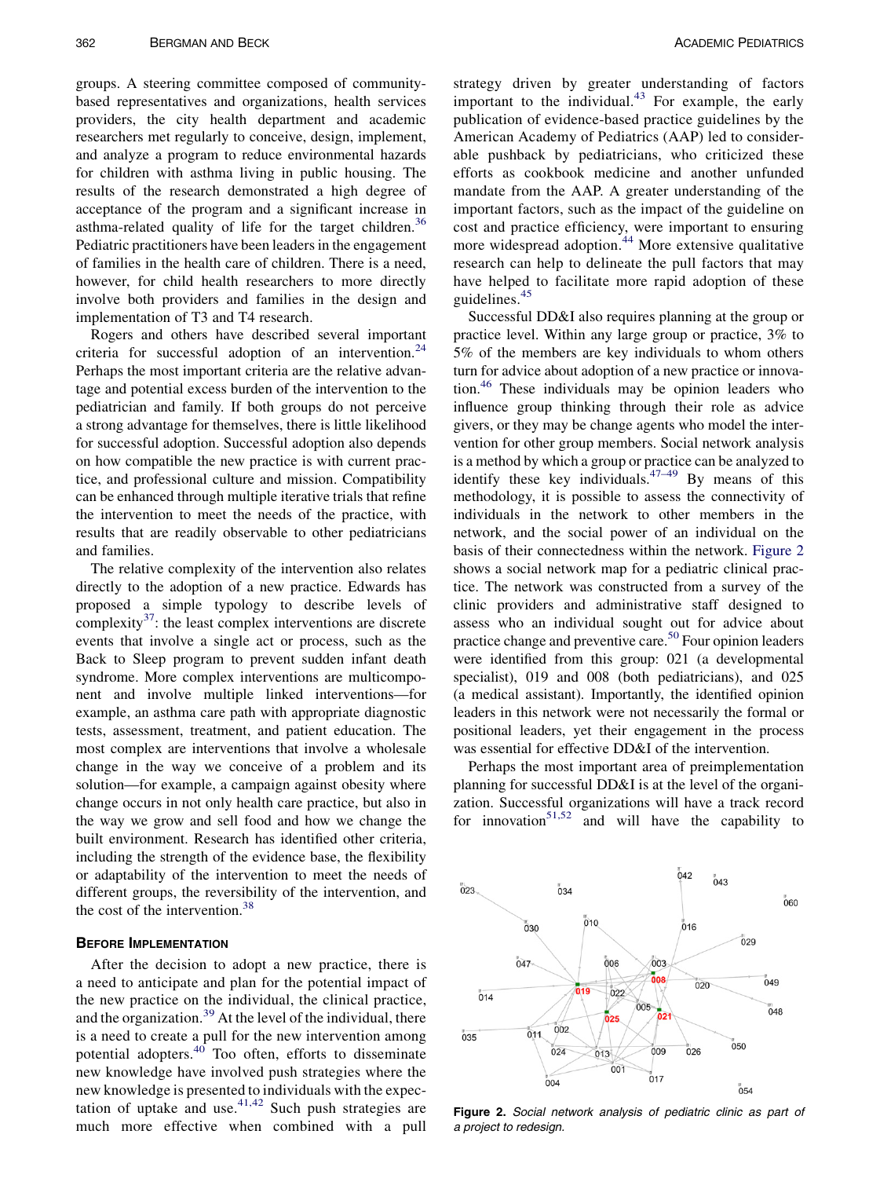groups. A steering committee composed of community-based representatives and organizations, health services providers, the city health department and academic researchers met regularly to conceive, design, implement, and analyze a program to reduce environmental hazards for children with asthma living in public housing. The results of the research demonstrated a high degree of acceptance of the program and a significant increase in asthma-related quality of life for the target children.[36] Pediatric practitioners have been leaders in the engagement of families in the health care of children. There is a need, however, for child health researchers to more directly involve both providers and families in the design and implementation of T3 and T4 research.

Rogers and others have described several important criteria for successful adoption of an intervention.[24] Perhaps the most important criteria are the relative advantage and potential excess burden of the intervention to the pediatrician and family. If both groups do not perceive a strong advantage for themselves, there is little likelihood for successful adoption. Successful adoption also depends on how compatible the new practice is with current practice, and professional culture and mission. Compatibility can be enhanced through multiple iterative trials that refine the intervention to meet the needs of the practice, with results that are readily observable to other pediatricians and families.

The relative complexity of the intervention also relates directly to the adoption of a new practice. Edwards has proposed a simple typology to describe levels of complexity[37]: the least complex interventions are discrete events that involve a single act or process, such as the Back to Sleep program to prevent sudden infant death syndrome. More complex interventions are multicomponent and involve multiple linked interventions—for example, an asthma care path with appropriate diagnostic tests, assessment, treatment, and patient education. The most complex are interventions that involve a wholesale change in the way we conceive of a problem and its solution—for example, a campaign against obesity where change occurs in not only health care practice, but also in the way we grow and sell food and how we change the built environment. Research has identified other criteria, including the strength of the evidence base, the flexibility or adaptability of the intervention to meet the needs of different groups, the reversibility of the intervention, and the cost of the intervention.[38]

## Before Implementation

After the decision to adopt a new practice, there is a need to anticipate and plan for the potential impact of the new practice on the individual, the clinical practice, and the organization.[39] At the level of the individual, there is a need to create a pull for the new intervention among potential adopters.[40] Too often, efforts to disseminate new knowledge have involved push strategies where the new knowledge is presented to individuals with the expectation of uptake and use.[41,42] Such push strategies are much more effective when combined with a pull strategy driven by greater understanding of factors important to the individual.[43] For example, the early publication of evidence-based practice guidelines by the American Academy of Pediatrics (AAP) led to considerable pushback by pediatricians, who criticized these efforts as cookbook medicine and another unfunded mandate from the AAP. A greater understanding of the important factors, such as the impact of the guideline on cost and practice efficiency, were important to ensuring more widespread adoption.[44] More extensive qualitative research can help to delineate the pull factors that may have helped to facilitate more rapid adoption of these guidelines.[45]

Successful DD&I also requires planning at the group or practice level. Within any large group or practice, 3% to 5% of the members are key individuals to whom others turn for advice about adoption of a new practice or innovation.[46] These individuals may be opinion leaders who influence group thinking through their role as advice givers, or they may be change agents who model the intervention for other group members. Social network analysis is a method by which a group or practice can be analyzed to identify these key individuals.[47–49] By means of this methodology, it is possible to assess the connectivity of individuals in the network to other members in the network, and the social power of an individual on the basis of their connectedness within the network. Figure 2 shows a social network map for a pediatric clinical practice. The network was constructed from a survey of the clinic providers and administrative staff designed to assess who an individual sought out for advice about practice change and preventive care.[50] Four opinion leaders were identified from this group: 021 (a developmental specialist), 019 and 008 (both pediatricians), and 025 (a medical assistant). Importantly, the identified opinion leaders in this network were not necessarily the formal or positional leaders, yet their engagement in the process was essential for effective DD&I of the intervention.

Perhaps the most important area of preimplementation planning for successful DD&I is at the level of the organization. Successful organizations will have a track record for innovation[51,52] and will have the capability to

023 034 042 043 060 030 010 016 029 047 006 003 008 020 049 014 019 022 005 048 025 021 035 011 002 050 024 013 009 026 001 017 004 054

**Figure 2.** *Social network analysis of pediatric clinic as part of a project to redesign.*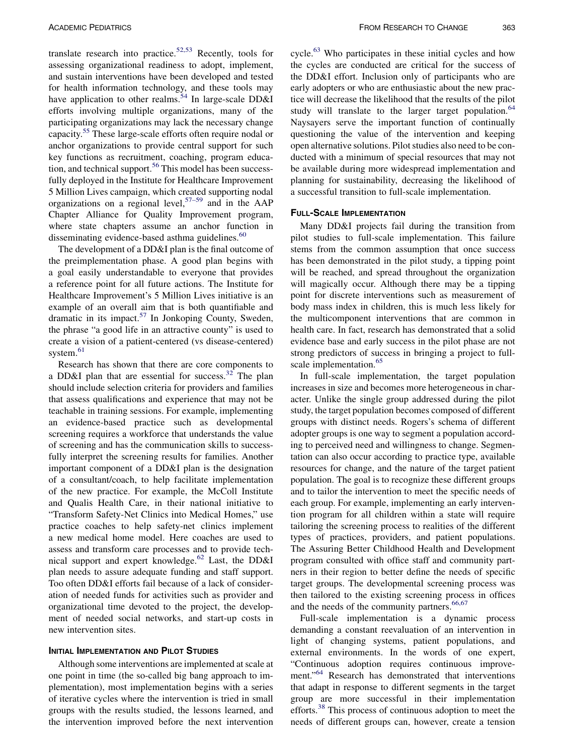translate research into practice.[52,53] Recently, tools for assessing organizational readiness to adopt, implement, and sustain interventions have been developed and tested for health information technology, and these tools may have application to other realms.[54] In large-scale DD&I efforts involving multiple organizations, many of the participating organizations may lack the necessary change capacity.[55] These large-scale efforts often require nodal or anchor organizations to provide central support for such key functions as recruitment, coaching, program education, and technical support.[56] This model has been successfully deployed in the Institute for Healthcare Improvement 5 Million Lives campaign, which created supporting nodal organizations on a regional level,[57–59] and in the AAP Chapter Alliance for Quality Improvement program, where state chapters assume an anchor function in disseminating evidence-based asthma guidelines.[60]

The development of a DD&I plan is the final outcome of the preimplementation phase. A good plan begins with a goal easily understandable to everyone that provides a reference point for all future actions. The Institute for Healthcare Improvement's 5 Million Lives initiative is an example of an overall aim that is both quantifiable and dramatic in its impact.[57] In Jonkoping County, Sweden, the phrase "a good life in an attractive county" is used to create a vision of a patient-centered (vs disease-centered) system.[61]

Research has shown that there are core components to a DD&I plan that are essential for success.[32] The plan should include selection criteria for providers and families that assess qualifications and experience that may not be teachable in training sessions. For example, implementing an evidence-based practice such as developmental screening requires a workforce that understands the value of screening and has the communication skills to successfully interpret the screening results for families. Another important component of a DD&I plan is the designation of a consultant/coach, to help facilitate implementation of the new practice. For example, the McColl Institute and Qualis Health Care, in their national initiative to "Transform Safety-Net Clinics into Medical Homes," use practice coaches to help safety-net clinics implement a new medical home model. Here coaches are used to assess and transform care processes and to provide technical support and expert knowledge.[62] Last, the DD&I plan needs to assure adequate funding and staff support. Too often DD&I efforts fail because of a lack of consideration of needed funds for activities such as provider and organizational time devoted to the project, the development of needed social networks, and start-up costs in new intervention sites.

## Initial Implementation and Pilot Studies

Although some interventions are implemented at scale at one point in time (the so-called big bang approach to implementation), most implementation begins with a series of iterative cycles where the intervention is tried in small groups with the results studied, the lessons learned, and the intervention improved before the next intervention cycle.[63] Who participates in these initial cycles and how the cycles are conducted are critical for the success of the DD&I effort. Inclusion only of participants who are early adopters or who are enthusiastic about the new practice will decrease the likelihood that the results of the pilot study will translate to the larger target population.[64] Naysayers serve the important function of continually questioning the value of the intervention and keeping open alternative solutions. Pilot studies also need to be conducted with a minimum of special resources that may not be available during more widespread implementation and planning for sustainability, decreasing the likelihood of a successful transition to full-scale implementation.

## Full-Scale Implementation

Many DD&I projects fail during the transition from pilot studies to full-scale implementation. This failure stems from the common assumption that once success has been demonstrated in the pilot study, a tipping point will be reached, and spread throughout the organization will magically occur. Although there may be a tipping point for discrete interventions such as measurement of body mass index in children, this is much less likely for the multicomponent interventions that are common in health care. In fact, research has demonstrated that a solid evidence base and early success in the pilot phase are not strong predictors of success in bringing a project to full-scale implementation.[65]

In full-scale implementation, the target population increases in size and becomes more heterogeneous in character. Unlike the single group addressed during the pilot study, the target population becomes composed of different groups with distinct needs. Rogers's schema of different adopter groups is one way to segment a population according to perceived need and willingness to change. Segmentation can also occur according to practice type, available resources for change, and the nature of the target patient population. The goal is to recognize these different groups and to tailor the intervention to meet the specific needs of each group. For example, implementing an early intervention program for all children within a state will require tailoring the screening process to realities of the different types of practices, providers, and patient populations. The Assuring Better Childhood Health and Development program consulted with office staff and community partners in their region to better define the needs of specific target groups. The developmental screening process was then tailored to the existing screening process in offices and the needs of the community partners.[66,67]

Full-scale implementation is a dynamic process demanding a constant reevaluation of an intervention in light of changing systems, patient populations, and external environments. In the words of one expert, "Continuous adoption requires continuous improvement."[64] Research has demonstrated that interventions that adapt in response to different segments in the target group are more successful in their implementation efforts.[38] This process of continuous adoption to meet the needs of different groups can, however, create a tension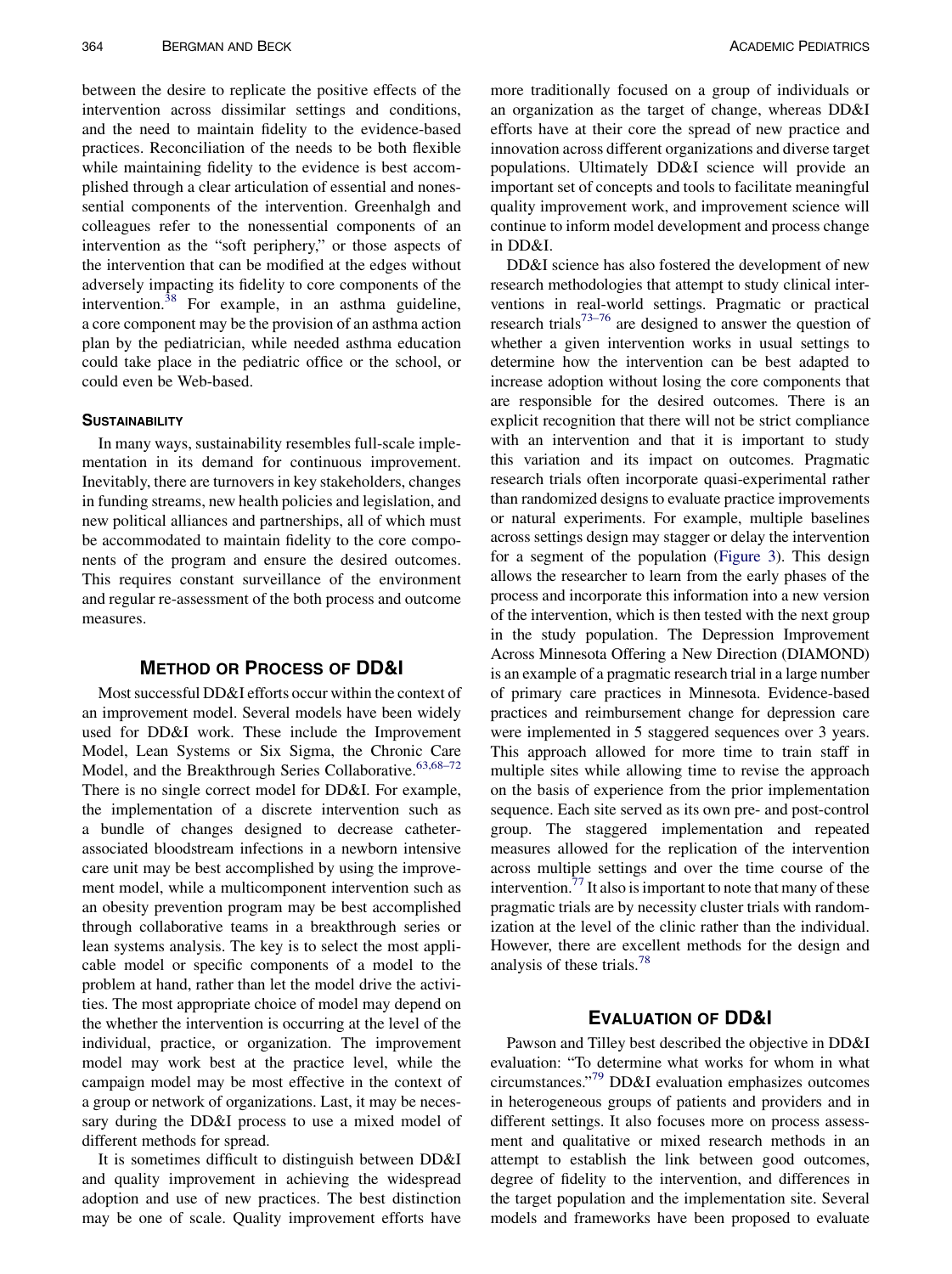between the desire to replicate the positive effects of the intervention across dissimilar settings and conditions, and the need to maintain fidelity to the evidence-based practices. Reconciliation of the needs to be both flexible while maintaining fidelity to the evidence is best accomplished through a clear articulation of essential and nonessential components of the intervention. Greenhalgh and colleagues refer to the nonessential components of an intervention as the "soft periphery," or those aspects of the intervention that can be modified at the edges without adversely impacting its fidelity to core components of the intervention.[38] For example, in an asthma guideline, a core component may be the provision of an asthma action plan by the pediatrician, while needed asthma education could take place in the pediatric office or the school, or could even be Web-based.

### Sustainability

In many ways, sustainability resembles full-scale implementation in its demand for continuous improvement. Inevitably, there are turnovers in key stakeholders, changes in funding streams, new health policies and legislation, and new political alliances and partnerships, all of which must be accommodated to maintain fidelity to the core components of the program and ensure the desired outcomes. This requires constant surveillance of the environment and regular re-assessment of the both process and outcome measures.

## Method or Process of DD&I

Most successful DD&I efforts occur within the context of an improvement model. Several models have been widely used for DD&I work. These include the Improvement Model, Lean Systems or Six Sigma, the Chronic Care Model, and the Breakthrough Series Collaborative.[63,68–72] There is no single correct model for DD&I. For example, the implementation of a discrete intervention such as a bundle of changes designed to decrease catheter-associated bloodstream infections in a newborn intensive care unit may be best accomplished by using the improvement model, while a multicomponent intervention such as an obesity prevention program may be best accomplished through collaborative teams in a breakthrough series or lean systems analysis. The key is to select the most applicable model or specific components of a model to the problem at hand, rather than let the model drive the activities. The most appropriate choice of model may depend on the whether the intervention is occurring at the level of the individual, practice, or organization. The improvement model may work best at the practice level, while the campaign model may be most effective in the context of a group or network of organizations. Last, it may be necessary during the DD&I process to use a mixed model of different methods for spread.

It is sometimes difficult to distinguish between DD&I and quality improvement in achieving the widespread adoption and use of new practices. The best distinction may be one of scale. Quality improvement efforts have more traditionally focused on a group of individuals or an organization as the target of change, whereas DD&I efforts have at their core the spread of new practice and innovation across different organizations and diverse target populations. Ultimately DD&I science will provide an important set of concepts and tools to facilitate meaningful quality improvement work, and improvement science will continue to inform model development and process change in DD&I.

DD&I science has also fostered the development of new research methodologies that attempt to study clinical interventions in real-world settings. Pragmatic or practical research trials[73–76] are designed to answer the question of whether a given intervention works in usual settings to determine how the intervention can be best adapted to increase adoption without losing the core components that are responsible for the desired outcomes. There is an explicit recognition that there will not be strict compliance with an intervention and that it is important to study this variation and its impact on outcomes. Pragmatic research trials often incorporate quasi-experimental rather than randomized designs to evaluate practice improvements or natural experiments. For example, multiple baselines across settings design may stagger or delay the intervention for a segment of the population (Figure 3). This design allows the researcher to learn from the early phases of the process and incorporate this information into a new version of the intervention, which is then tested with the next group in the study population. The Depression Improvement Across Minnesota Offering a New Direction (DIAMOND) is an example of a pragmatic research trial in a large number of primary care practices in Minnesota. Evidence-based practices and reimbursement change for depression care were implemented in 5 staggered sequences over 3 years. This approach allowed for more time to train staff in multiple sites while allowing time to revise the approach on the basis of experience from the prior implementation sequence. Each site served as its own pre- and post-control group. The staggered implementation and repeated measures allowed for the replication of the intervention across multiple settings and over the time course of the intervention.[77] It also is important to note that many of these pragmatic trials are by necessity cluster trials with randomization at the level of the clinic rather than the individual. However, there are excellent methods for the design and analysis of these trials.[78]

## Evaluation of DD&I

Pawson and Tilley best described the objective in DD&I evaluation: "To determine what works for whom in what circumstances."[79] DD&I evaluation emphasizes outcomes in heterogeneous groups of patients and providers and in different settings. It also focuses more on process assessment and qualitative or mixed research methods in an attempt to establish the link between good outcomes, degree of fidelity to the intervention, and differences in the target population and the implementation site. Several models and frameworks have been proposed to evaluate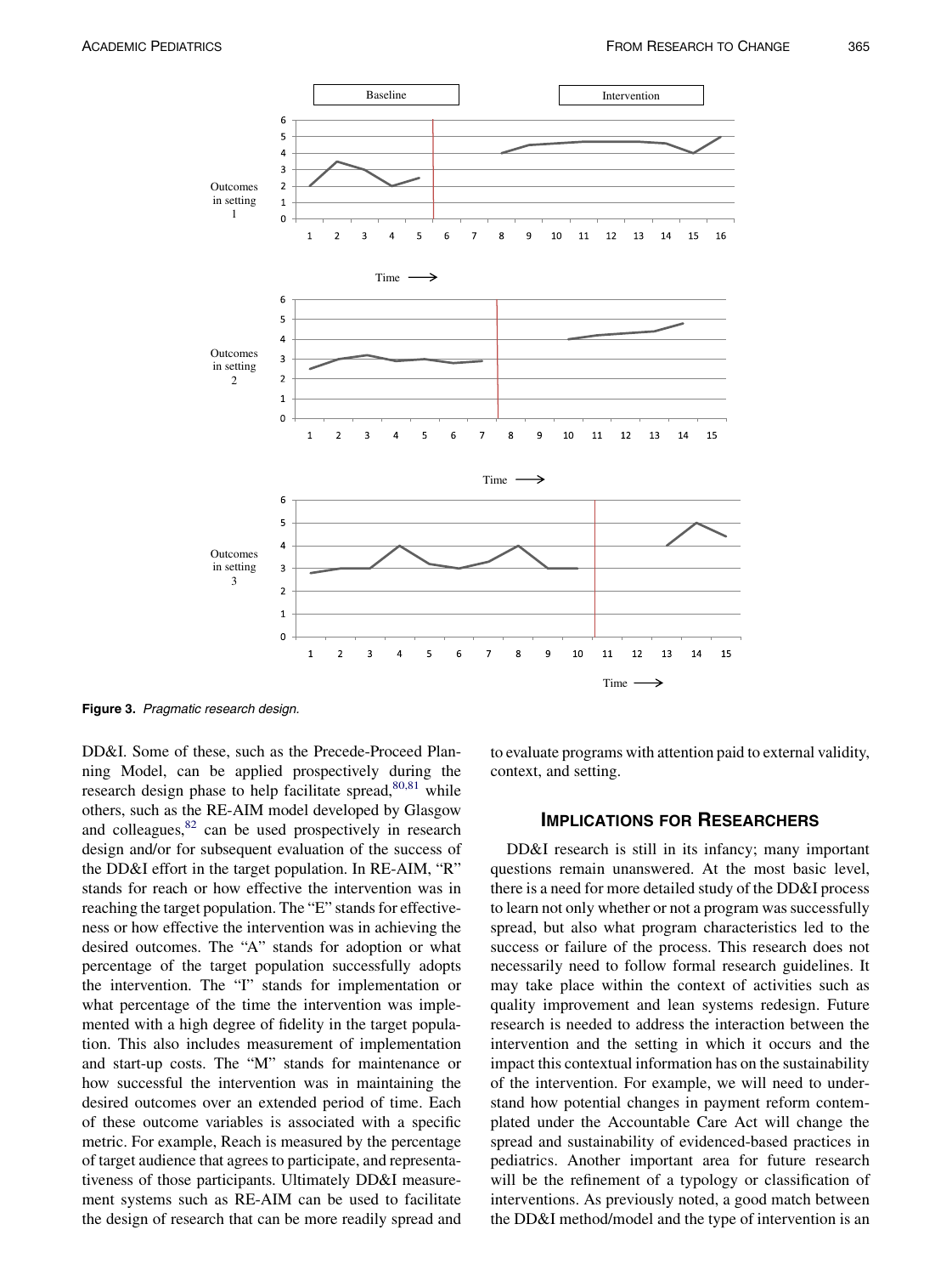Figure 3. *Pragmatic research design.*

DD&I. Some of these, such as the Precede-Proceed Planning Model, can be applied prospectively during the research design phase to help facilitate spread,[80,81] while others, such as the RE-AIM model developed by Glasgow and colleagues,[82] can be used prospectively in research design and/or for subsequent evaluation of the success of the DD&I effort in the target population. In RE-AIM, "R" stands for reach or how effective the intervention was in reaching the target population. The "E" stands for effectiveness or how effective the intervention was in achieving the desired outcomes. The "A" stands for adoption or what percentage of the target population successfully adopts the intervention. The "I" stands for implementation or what percentage of the time the intervention was implemented with a high degree of fidelity in the target population. This also includes measurement of implementation and start-up costs. The "M" stands for maintenance or how successful the intervention was in maintaining the desired outcomes over an extended period of time. Each of these outcome variables is associated with a specific metric. For example, Reach is measured by the percentage of target audience that agrees to participate, and representativeness of those participants. Ultimately DD&I measurement systems such as RE-AIM can be used to facilitate the design of research that can be more readily spread and to evaluate programs with attention paid to external validity, context, and setting.

## Implications for Researchers

DD&I research is still in its infancy; many important questions remain unanswered. At the most basic level, there is a need for more detailed study of the DD&I process to learn not only whether or not a program was successfully spread, but also what program characteristics led to the success or failure of the process. This research does not necessarily need to follow formal research guidelines. It may take place within the context of activities such as quality improvement and lean systems redesign. Future research is needed to address the interaction between the intervention and the setting in which it occurs and the impact this contextual information has on the sustainability of the intervention. For example, we will need to understand how potential changes in payment reform contemplated under the Accountable Care Act will change the spread and sustainability of evidenced-based practices in pediatrics. Another important area for future research will be the refinement of a typology or classification of interventions. As previously noted, a good match between the DD&I method/model and the type of intervention is an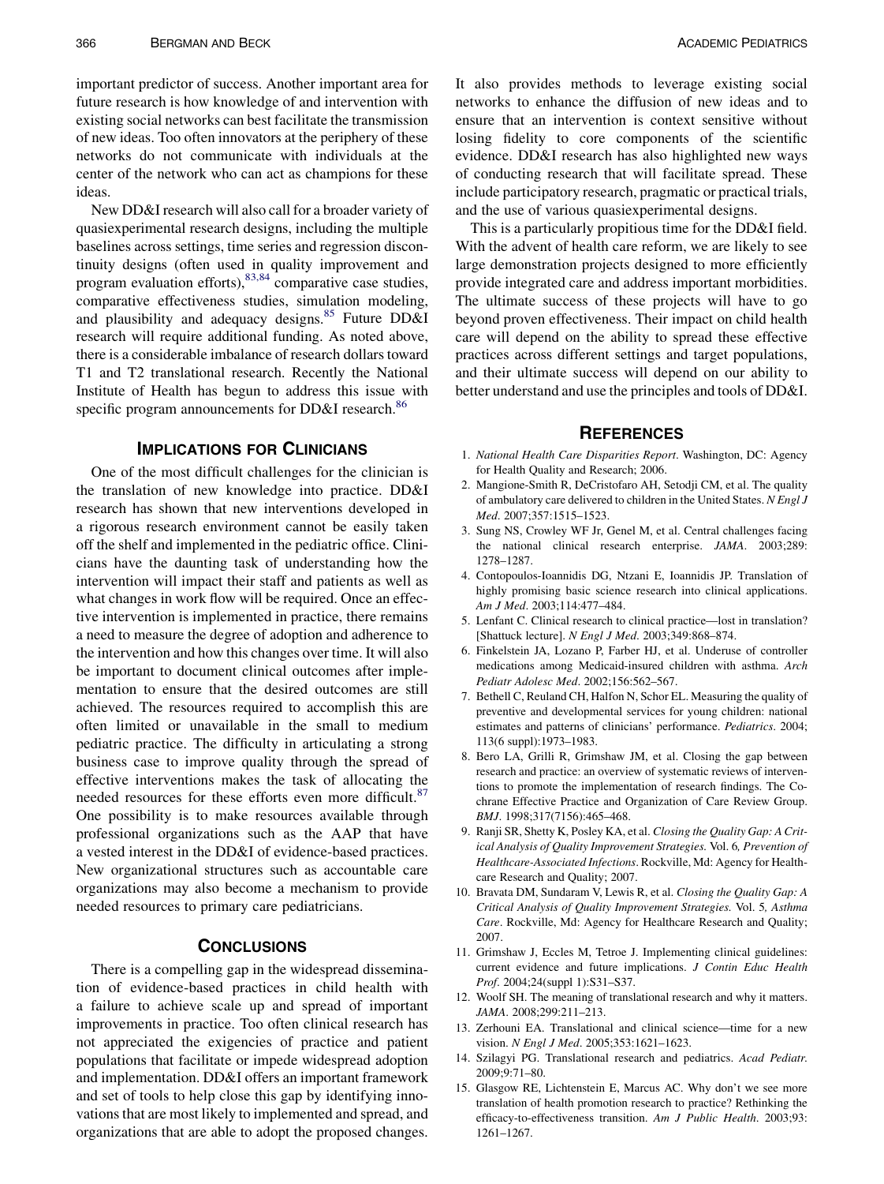important predictor of success. Another important area for future research is how knowledge of and intervention with existing social networks can best facilitate the transmission of new ideas. Too often innovators at the periphery of these networks do not communicate with individuals at the center of the network who can act as champions for these ideas.

New DD&I research will also call for a broader variety of quasiexperimental research designs, including the multiple baselines across settings, time series and regression discontinuity designs (often used in quality improvement and program evaluation efforts),[83,84] comparative case studies, comparative effectiveness studies, simulation modeling, and plausibility and adequacy designs.[85] Future DD&I research will require additional funding. As noted above, there is a considerable imbalance of research dollars toward T1 and T2 translational research. Recently the National Institute of Health has begun to address this issue with specific program announcements for DD&I research.[86]

## Implications for Clinicians

One of the most difficult challenges for the clinician is the translation of new knowledge into practice. DD&I research has shown that new interventions developed in a rigorous research environment cannot be easily taken off the shelf and implemented in the pediatric office. Clinicians have the daunting task of understanding how the intervention will impact their staff and patients as well as what changes in work flow will be required. Once an effective intervention is implemented in practice, there remains a need to measure the degree of adoption and adherence to the intervention and how this changes over time. It will also be important to document clinical outcomes after implementation to ensure that the desired outcomes are still achieved. The resources required to accomplish this are often limited or unavailable in the small to medium pediatric practice. The difficulty in articulating a strong business case to improve quality through the spread of effective interventions makes the task of allocating the needed resources for these efforts even more difficult.[87] One possibility is to make resources available through professional organizations such as the AAP that have a vested interest in the DD&I of evidence-based practices. New organizational structures such as accountable care organizations may also become a mechanism to provide needed resources to primary care pediatricians.

## Conclusions

There is a compelling gap in the widespread dissemination of evidence-based practices in child health with a failure to achieve scale up and spread of important improvements in practice. Too often clinical research has not appreciated the exigencies of practice and patient populations that facilitate or impede widespread adoption and implementation. DD&I offers an important framework and set of tools to help close this gap by identifying innovations that are most likely to implemented and spread, and organizations that are able to adopt the proposed changes. It also provides methods to leverage existing social networks to enhance the diffusion of new ideas and to ensure that an intervention is context sensitive without losing fidelity to core components of the scientific evidence. DD&I research has also highlighted new ways of conducting research that will facilitate spread. These include participatory research, pragmatic or practical trials, and the use of various quasiexperimental designs.

This is a particularly propitious time for the DD&I field. With the advent of health care reform, we are likely to see large demonstration projects designed to more efficiently provide integrated care and address important morbidities. The ultimate success of these projects will have to go beyond proven effectiveness. Their impact on child health care will depend on the ability to spread these effective practices across different settings and target populations, and their ultimate success will depend on our ability to better understand and use the principles and tools of DD&I.

## References

1. *National Health Care Disparities Report*. Washington, DC: Agency for Health Quality and Research; 2006.
2. Mangione-Smith R, DeCristofaro AH, Setodji CM, et al. The quality of ambulatory care delivered to children in the United States. *N Engl J Med*. 2007;357:1515–1523.
3. Sung NS, Crowley WF Jr, Genel M, et al. Central challenges facing the national clinical research enterprise. *JAMA*. 2003;289: 1278–1287.
4. Contopoulos-Ioannidis DG, Ntzani E, Ioannidis JP. Translation of highly promising basic science research into clinical applications. *Am J Med*. 2003;114:477–484.
5. Lenfant C. Clinical research to clinical practice—lost in translation? [Shattuck lecture]. *N Engl J Med*. 2003;349:868–874.
6. Finkelstein JA, Lozano P, Farber HJ, et al. Underuse of controller medications among Medicaid-insured children with asthma. *Arch Pediatr Adolesc Med*. 2002;156:562–567.
7. Bethell C, Reuland CH, Halfon N, Schor EL. Measuring the quality of preventive and developmental services for young children: national estimates and patterns of clinicians' performance. *Pediatrics*. 2004; 113(6 suppl):1973–1983.
8. Bero LA, Grilli R, Grimshaw JM, et al. Closing the gap between research and practice: an overview of systematic reviews of interventions to promote the implementation of research findings. The Cochrane Effective Practice and Organization of Care Review Group. *BMJ*. 1998;317(7156):465–468.
9. Ranji SR, Shetty K, Posley KA, et al. *Closing the Quality Gap: A Critical Analysis of Quality Improvement Strategies.* Vol. 6*, Prevention of Healthcare-Associated Infections*. Rockville, Md: Agency for Healthcare Research and Quality; 2007.
10. Bravata DM, Sundaram V, Lewis R, et al. *Closing the Quality Gap: A Critical Analysis of Quality Improvement Strategies.* Vol. 5*, Asthma Care*. Rockville, Md: Agency for Healthcare Research and Quality; 2007.
11. Grimshaw J, Eccles M, Tetroe J. Implementing clinical guidelines: current evidence and future implications. *J Contin Educ Health Prof*. 2004;24(suppl 1):S31–S37.
12. Woolf SH. The meaning of translational research and why it matters. *JAMA*. 2008;299:211–213.
13. Zerhouni EA. Translational and clinical science—time for a new vision. *N Engl J Med*. 2005;353:1621–1623.
14. Szilagyi PG. Translational research and pediatrics. *Acad Pediatr.* 2009;9:71–80.
15. Glasgow RE, Lichtenstein E, Marcus AC. Why don't we see more translation of health promotion research to practice? Rethinking the efficacy-to-effectiveness transition. *Am J Public Health*. 2003;93: 1261–1267.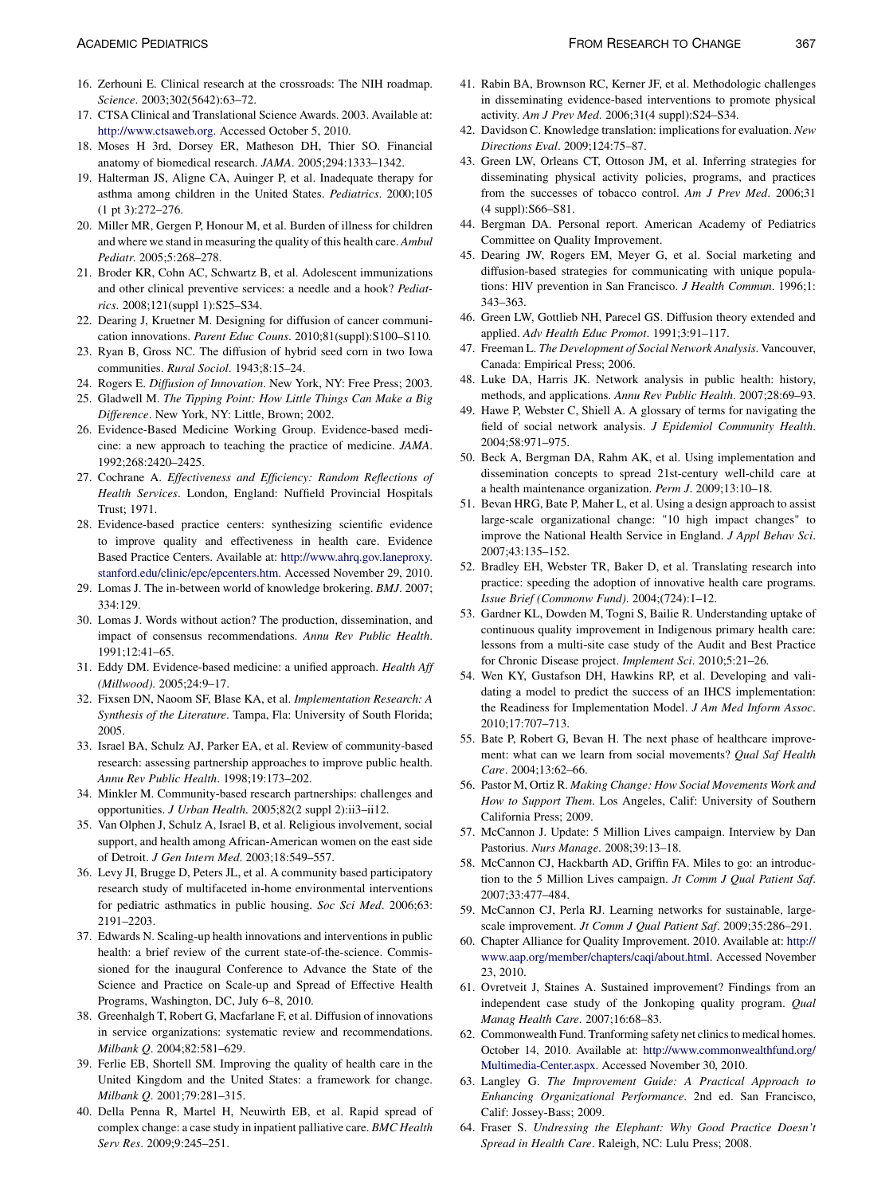16. Zerhouni E. Clinical research at the crossroads: The NIH roadmap. *Science*. 2003;302(5642):63–72.
17. CTSA Clinical and Translational Science Awards. 2003. Available at: http://www.ctsaweb.org. Accessed October 5, 2010.
18. Moses H 3rd, Dorsey ER, Matheson DH, Thier SO. Financial anatomy of biomedical research. *JAMA*. 2005;294:1333–1342.
19. Halterman JS, Aligne CA, Auinger P, et al. Inadequate therapy for asthma among children in the United States. *Pediatrics*. 2000;105 (1 pt 3):272–276.
20. Miller MR, Gergen P, Honour M, et al. Burden of illness for children and where we stand in measuring the quality of this health care. *Ambul Pediatr*. 2005;5:268–278.
21. Broder KR, Cohn AC, Schwartz B, et al. Adolescent immunizations and other clinical preventive services: a needle and a hook? *Pediatrics*. 2008;121(suppl 1):S25–S34.
22. Dearing J, Kruetner M. Designing for diffusion of cancer communication innovations. *Parent Educ Couns*. 2010;81(suppl):S100–S110.
23. Ryan B, Gross NC. The diffusion of hybrid seed corn in two Iowa communities. *Rural Sociol*. 1943;8:15–24.
24. Rogers E. *Diffusion of Innovation*. New York, NY: Free Press; 2003.
25. Gladwell M. *The Tipping Point: How Little Things Can Make a Big Difference*. New York, NY: Little, Brown; 2002.
26. Evidence-Based Medicine Working Group. Evidence-based medicine: a new approach to teaching the practice of medicine. *JAMA*. 1992;268:2420–2425.
27. Cochrane A. *Effectiveness and Efficiency: Random Reflections of Health Services*. London, England: Nuffield Provincial Hospitals Trust; 1971.
28. Evidence-based practice centers: synthesizing scientific evidence to improve quality and effectiveness in health care. Evidence Based Practice Centers. Available at: http://www.ahrq.gov.laneproxy.stanford.edu/clinic/epc/epcenters.htm. Accessed November 29, 2010.
29. Lomas J. The in-between world of knowledge brokering. *BMJ*. 2007; 334:129.
30. Lomas J. Words without action? The production, dissemination, and impact of consensus recommendations. *Annu Rev Public Health*. 1991;12:41–65.
31. Eddy DM. Evidence-based medicine: a unified approach. *Health Aff (Millwood)*. 2005;24:9–17.
32. Fixsen DN, Naoom SF, Blase KA, et al. *Implementation Research: A Synthesis of the Literature*. Tampa, Fla: University of South Florida; 2005.
33. Israel BA, Schulz AJ, Parker EA, et al. Review of community-based research: assessing partnership approaches to improve public health. *Annu Rev Public Health*. 1998;19:173–202.
34. Minkler M. Community-based research partnerships: challenges and opportunities. *J Urban Health*. 2005;82(2 suppl 2):ii3–ii12.
35. Van Olphen J, Schulz A, Israel B, et al. Religious involvement, social support, and health among African-American women on the east side of Detroit. *J Gen Intern Med*. 2003;18:549–557.
36. Levy JI, Brugge D, Peters JL, et al. A community based participatory research study of multifaceted in-home environmental interventions for pediatric asthmatics in public housing. *Soc Sci Med*. 2006;63: 2191–2203.
37. Edwards N. Scaling-up health innovations and interventions in public health: a brief review of the current state-of-the-science. Commissioned for the inaugural Conference to Advance the State of the Science and Practice on Scale-up and Spread of Effective Health Programs, Washington, DC, July 6–8, 2010.
38. Greenhalgh T, Robert G, Macfarlane F, et al. Diffusion of innovations in service organizations: systematic review and recommendations. *Milbank Q*. 2004;82:581–629.
39. Ferlie EB, Shortell SM. Improving the quality of health care in the United Kingdom and the United States: a framework for change. *Milbank Q*. 2001;79:281–315.
40. Della Penna R, Martel H, Neuwirth EB, et al. Rapid spread of complex change: a case study in inpatient palliative care. *BMC Health Serv Res*. 2009;9:245–251.
41. Rabin BA, Brownson RC, Kerner JF, et al. Methodologic challenges in disseminating evidence-based interventions to promote physical activity. *Am J Prev Med*. 2006;31(4 suppl):S24–S34.
42. Davidson C. Knowledge translation: implications for evaluation. *New Directions Eval*. 2009;124:75–87.
43. Green LW, Orleans CT, Ottoson JM, et al. Inferring strategies for disseminating physical activity policies, programs, and practices from the successes of tobacco control. *Am J Prev Med*. 2006;31 (4 suppl):S66–S81.
44. Bergman DA. Personal report. American Academy of Pediatrics Committee on Quality Improvement.
45. Dearing JW, Rogers EM, Meyer G, et al. Social marketing and diffusion-based strategies for communicating with unique populations: HIV prevention in San Francisco. *J Health Commun*. 1996;1: 343–363.
46. Green LW, Gottlieb NH, Parecel GS. Diffusion theory extended and applied. *Adv Health Educ Promot*. 1991;3:91–117.
47. Freeman L. *The Development of Social Network Analysis*. Vancouver, Canada: Empirical Press; 2006.
48. Luke DA, Harris JK. Network analysis in public health: history, methods, and applications. *Annu Rev Public Health*. 2007;28:69–93.
49. Hawe P, Webster C, Shiell A. A glossary of terms for navigating the field of social network analysis. *J Epidemiol Community Health*. 2004;58:971–975.
50. Beck A, Bergman DA, Rahm AK, et al. Using implementation and dissemination concepts to spread 21st-century well-child care at a health maintenance organization. *Perm J*. 2009;13:10–18.
51. Bevan HRG, Bate P, Maher L, et al. Using a design approach to assist large-scale organizational change: "10 high impact changes" to improve the National Health Service in England. *J Appl Behav Sci*. 2007;43:135–152.
52. Bradley EH, Webster TR, Baker D, et al. Translating research into practice: speeding the adoption of innovative health care programs. *Issue Brief (Commonw Fund)*. 2004;(724):1–12.
53. Gardner KL, Dowden M, Togni S, Bailie R. Understanding uptake of continuous quality improvement in Indigenous primary health care: lessons from a multi-site case study of the Audit and Best Practice for Chronic Disease project. *Implement Sci*. 2010;5:21–26.
54. Wen KY, Gustafson DH, Hawkins RP, et al. Developing and validating a model to predict the success of an IHCS implementation: the Readiness for Implementation Model. *J Am Med Inform Assoc*. 2010;17:707–713.
55. Bate P, Robert G, Bevan H. The next phase of healthcare improvement: what can we learn from social movements? *Qual Saf Health Care*. 2004;13:62–66.
56. Pastor M, Ortiz R. *Making Change: How Social Movements Work and How to Support Them*. Los Angeles, Calif: University of Southern California Press; 2009.
57. McCannon J. Update: 5 Million Lives campaign. Interview by Dan Pastorius. *Nurs Manage*. 2008;39:13–18.
58. McCannon CJ, Hackbarth AD, Griffin FA. Miles to go: an introduction to the 5 Million Lives campaign. *Jt Comm J Qual Patient Saf*. 2007;33:477–484.
59. McCannon CJ, Perla RJ. Learning networks for sustainable, large-scale improvement. *Jt Comm J Qual Patient Saf*. 2009;35:286–291.
60. Chapter Alliance for Quality Improvement. 2010. Available at: http://www.aap.org/member/chapters/caqi/about.html. Accessed November 23, 2010.
61. Ovretveit J, Staines A. Sustained improvement? Findings from an independent case study of the Jonkoping quality program. *Qual Manag Health Care*. 2007;16:68–83.
62. Commonwealth Fund. Tranforming safety net clinics to medical homes. October 14, 2010. Available at: http://www.commonwealthfund.org/Multimedia-Center.aspx. Accessed November 30, 2010.
63. Langley G. *The Improvement Guide: A Practical Approach to Enhancing Organizational Performance*. 2nd ed. San Francisco, Calif: Jossey-Bass; 2009.
64. Fraser S. *Undressing the Elephant: Why Good Practice Doesn't Spread in Health Care*. Raleigh, NC: Lulu Press; 2008.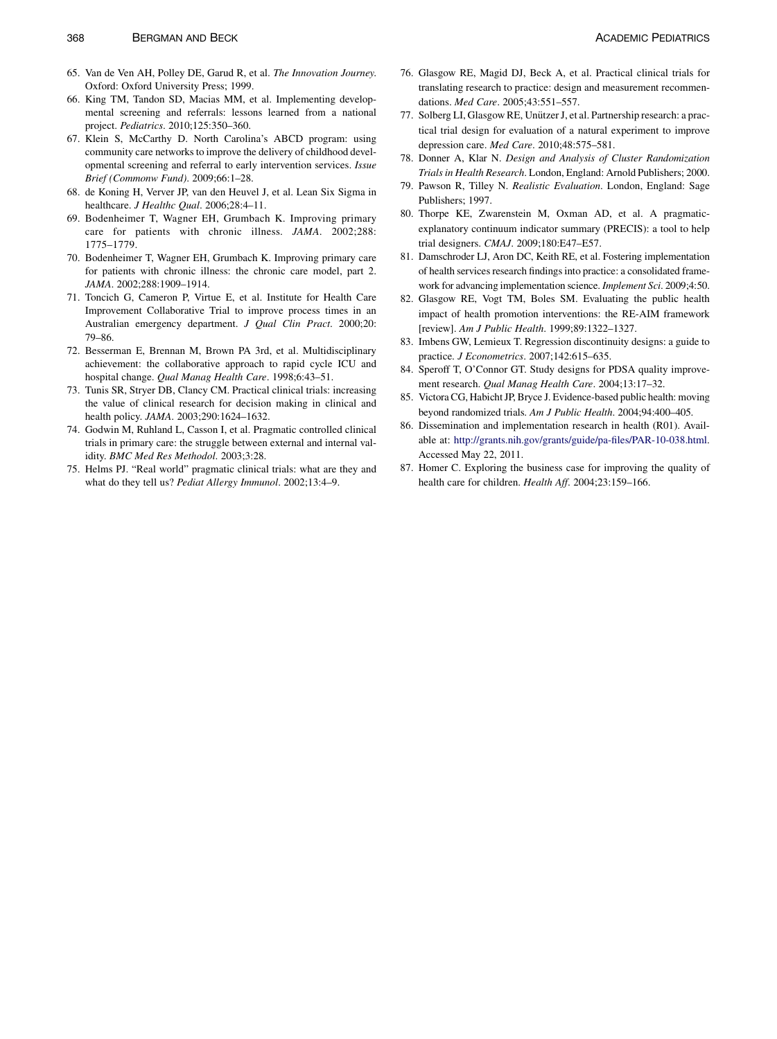65. Van de Ven AH, Polley DE, Garud R, et al. *The Innovation Journey*. Oxford: Oxford University Press; 1999.
66. King TM, Tandon SD, Macias MM, et al. Implementing developmental screening and referrals: lessons learned from a national project. *Pediatrics*. 2010;125:350–360.
67. Klein S, McCarthy D. North Carolina's ABCD program: using community care networks to improve the delivery of childhood developmental screening and referral to early intervention services. *Issue Brief (Commonw Fund)*. 2009;66:1–28.
68. de Koning H, Verver JP, van den Heuvel J, et al. Lean Six Sigma in healthcare. *J Healthc Qual*. 2006;28:4–11.
69. Bodenheimer T, Wagner EH, Grumbach K. Improving primary care for patients with chronic illness. *JAMA*. 2002;288: 1775–1779.
70. Bodenheimer T, Wagner EH, Grumbach K. Improving primary care for patients with chronic illness: the chronic care model, part 2. *JAMA*. 2002;288:1909–1914.
71. Toncich G, Cameron P, Virtue E, et al. Institute for Health Care Improvement Collaborative Trial to improve process times in an Australian emergency department. *J Qual Clin Pract*. 2000;20: 79–86.
72. Besserman E, Brennan M, Brown PA 3rd, et al. Multidisciplinary achievement: the collaborative approach to rapid cycle ICU and hospital change. *Qual Manag Health Care*. 1998;6:43–51.
73. Tunis SR, Stryer DB, Clancy CM. Practical clinical trials: increasing the value of clinical research for decision making in clinical and health policy. *JAMA*. 2003;290:1624–1632.
74. Godwin M, Ruhland L, Casson I, et al. Pragmatic controlled clinical trials in primary care: the struggle between external and internal validity. *BMC Med Res Methodol*. 2003;3:28.
75. Helms PJ. "Real world" pragmatic clinical trials: what are they and what do they tell us? *Pediat Allergy Immunol*. 2002;13:4–9.
76. Glasgow RE, Magid DJ, Beck A, et al. Practical clinical trials for translating research to practice: design and measurement recommendations. *Med Care*. 2005;43:551–557.
77. Solberg LI, Glasgow RE, Unützer J, et al. Partnership research: a practical trial design for evaluation of a natural experiment to improve depression care. *Med Care*. 2010;48:575–581.
78. Donner A, Klar N. *Design and Analysis of Cluster Randomization Trials in Health Research*. London, England: Arnold Publishers; 2000.
79. Pawson R, Tilley N. *Realistic Evaluation*. London, England: Sage Publishers; 1997.
80. Thorpe KE, Zwarenstein M, Oxman AD, et al. A pragmatic-explanatory continuum indicator summary (PRECIS): a tool to help trial designers. *CMAJ*. 2009;180:E47–E57.
81. Damschroder LJ, Aron DC, Keith RE, et al. Fostering implementation of health services research findings into practice: a consolidated framework for advancing implementation science. *Implement Sci*. 2009;4:50.
82. Glasgow RE, Vogt TM, Boles SM. Evaluating the public health impact of health promotion interventions: the RE-AIM framework [review]. *Am J Public Health*. 1999;89:1322–1327.
83. Imbens GW, Lemieux T. Regression discontinuity designs: a guide to practice. *J Econometrics*. 2007;142:615–635.
84. Speroff T, O'Connor GT. Study designs for PDSA quality improvement research. *Qual Manag Health Care*. 2004;13:17–32.
85. Victora CG, Habicht JP, Bryce J. Evidence-based public health: moving beyond randomized trials. *Am J Public Health*. 2004;94:400–405.
86. Dissemination and implementation research in health (R01). Available at: http://grants.nih.gov/grants/guide/pa-files/PAR-10-038.html. Accessed May 22, 2011.
87. Homer C. Exploring the business case for improving the quality of health care for children. *Health Aff*. 2004;23:159–166.